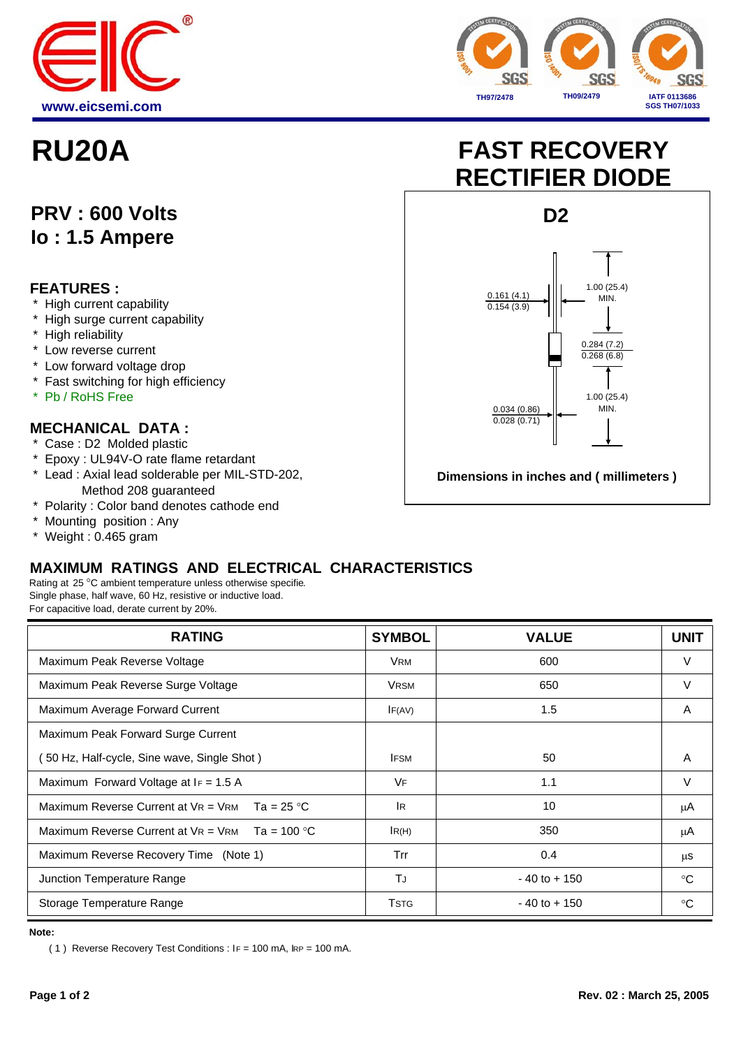# RU20A

## FAST RECOVERY RECTIFIER DIODE

**PRV : 600 Volts**
**Io : 1.5 Ampere**

### FEATURES :

* High current capability
* High surge current capability
* High reliability
* Low reverse current
* Low forward voltage drop
* Fast switching for high efficiency
* Pb / RoHS Free

### MECHANICAL DATA :

* Case : D2 Molded plastic
* Epoxy : UL94V-O rate flame retardant
* Lead : Axial lead solderable per MIL-STD-202, Method 208 guaranteed
* Polarity : Color band denotes cathode end
* Mounting position : Any
* Weight : 0.465 gram

**D2**

0.161 (4.1)
0.154 (3.9)

1.00 (25.4) MIN.

0.284 (7.2)
0.268 (6.8)

1.00 (25.4) MIN.

0.034 (0.86)
0.028 (0.71)

**Dimensions in inches and ( millimeters )**

### MAXIMUM RATINGS AND ELECTRICAL CHARACTERISTICS

Rating at 25 °C ambient temperature unless otherwise specifie.
Single phase, half wave, 60 Hz, resistive or inductive load.
For capacitive load, derate current by 20%.

| RATING | SYMBOL | VALUE | UNIT |
|---|---|---|---|
| Maximum Peak Reverse Voltage | $V_{RM}$ | 600 | V |
| Maximum Peak Reverse Surge Voltage | $V_{RSM}$ | 650 | V |
| Maximum Average Forward Current | $I_{F(AV)}$ | 1.5 | A |
| Maximum Peak Forward Surge Current ( 50 Hz, Half-cycle, Sine wave, Single Shot ) | $I_{FSM}$ | 50 | A |
| Maximum Forward Voltage at $I_F$ = 1.5 A | $V_F$ | 1.1 | V |
| Maximum Reverse Current at $V_R$ = $V_{RM}$ Ta = 25 °C | $I_R$ | 10 | μA |
| Maximum Reverse Current at $V_R$ = $V_{RM}$ Ta = 100 °C | $I_{R(H)}$ | 350 | μA |
| Maximum Reverse Recovery Time (Note 1) | Trr | 0.4 | μs |
| Junction Temperature Range | $T_J$ | - 40 to + 150 | °C |
| Storage Temperature Range | $T_{STG}$ | - 40 to + 150 | °C |

**Note:**

( 1 ) Reverse Recovery Test Conditions : $I_F$ = 100 mA, $I_{RP}$ = 100 mA.

**Rev. 02 : March 25, 2005**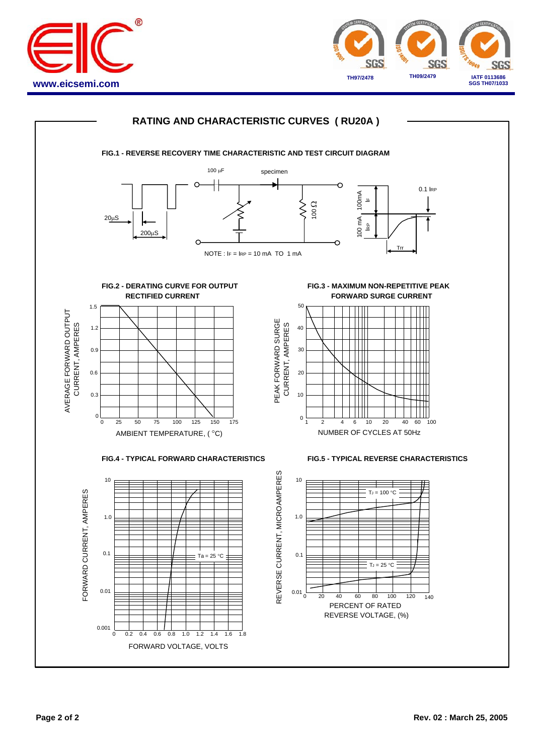## RATING AND CHARACTERISTIC CURVES ( RU20A )

### FIG.1 - REVERSE RECOVERY TIME CHARACTERISTIC AND TEST CIRCUIT DIAGRAM

100 μF

specimen

20μS

200μS

100 Ω

100mA

IF

100 mA

IRP

0.1 IRP

Trr

NOTE : IF = IRP = 10 mA TO 1 mA

### FIG.2 - DERATING CURVE FOR OUTPUT RECTIFIED CURRENT

AVERAGE FORWARD OUTPUT CURRENT, AMPERES

1.5
1.2
0.9
0.6
0.3
0

0 25 50 75 100 125 150 175

AMBIENT TEMPERATURE, ( °C)

### FIG.3 - MAXIMUM NON-REPETITIVE PEAK FORWARD SURGE CURRENT

PEAK FORWARD SURGE CURRENT, AMPERES

50
40
30
20
10
0

1 2 4 6 10 20 40 60 100

NUMBER OF CYCLES AT 50Hz

### FIG.4 - TYPICAL FORWARD CHARACTERISTICS

FORWARD CURRENT, AMPERES

10
1.0
0.1
0.01
0.001

Ta = 25 °C

0 0.2 0.4 0.6 0.8 1.0 1.2 1.4 1.6 1.8

FORWARD VOLTAGE, VOLTS

### FIG.5 - TYPICAL REVERSE CHARACTERISTICS

REVERSE CURRENT, MICROAMPERES

10
1.0
0.1
0.01

TJ = 100 °C

TJ = 25 °C

0 20 40 60 80 100 120 140

PERCENT OF RATED REVERSE VOLTAGE, (%)

Rev. 02 : March 25, 2005